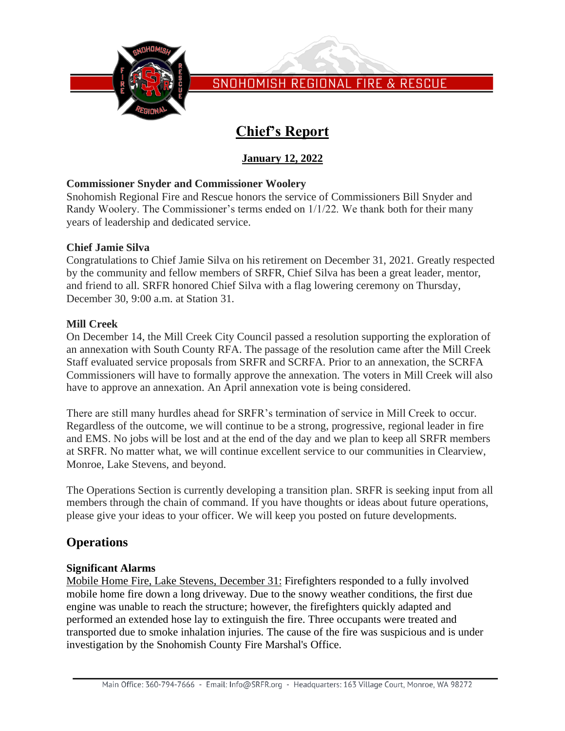SNOHOMISH REGIONAL FIRE & RESCUE

# Chief's Report

## January 12, 2022

**Commissioner Snyder and Commissioner Woolery**

Snohomish Regional Fire and Rescue honors the service of Commissioners Bill Snyder and Randy Woolery. The Commissioner's terms ended on 1/1/22. We thank both for their many years of leadership and dedicated service.

**Chief Jamie Silva**

Congratulations to Chief Jamie Silva on his retirement on December 31, 2021. Greatly respected by the community and fellow members of SRFR, Chief Silva has been a great leader, mentor, and friend to all. SRFR honored Chief Silva with a flag lowering ceremony on Thursday, December 30, 9:00 a.m. at Station 31.

**Mill Creek**

On December 14, the Mill Creek City Council passed a resolution supporting the exploration of an annexation with South County RFA. The passage of the resolution came after the Mill Creek Staff evaluated service proposals from SRFR and SCRFA. Prior to an annexation, the SCRFA Commissioners will have to formally approve the annexation. The voters in Mill Creek will also have to approve an annexation. An April annexation vote is being considered.

There are still many hurdles ahead for SRFR's termination of service in Mill Creek to occur. Regardless of the outcome, we will continue to be a strong, progressive, regional leader in fire and EMS. No jobs will be lost and at the end of the day and we plan to keep all SRFR members at SRFR. No matter what, we will continue excellent service to our communities in Clearview, Monroe, Lake Stevens, and beyond.

The Operations Section is currently developing a transition plan. SRFR is seeking input from all members through the chain of command. If you have thoughts or ideas about future operations, please give your ideas to your officer. We will keep you posted on future developments.

## Operations

**Significant Alarms**

Mobile Home Fire, Lake Stevens, December 31: Firefighters responded to a fully involved mobile home fire down a long driveway. Due to the snowy weather conditions, the first due engine was unable to reach the structure; however, the firefighters quickly adapted and performed an extended hose lay to extinguish the fire. Three occupants were treated and transported due to smoke inhalation injuries. The cause of the fire was suspicious and is under investigation by the Snohomish County Fire Marshal's Office.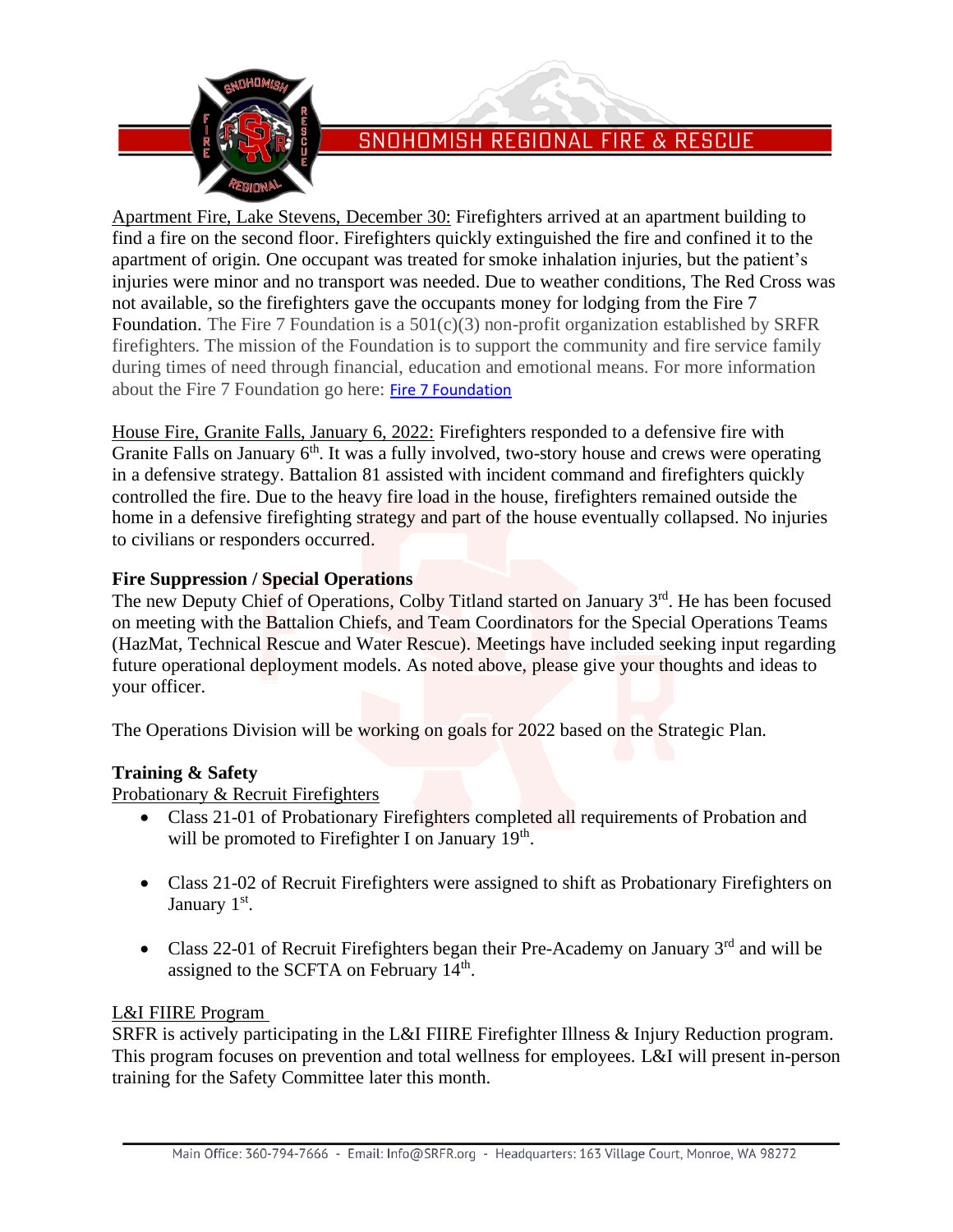Apartment Fire, Lake Stevens, December 30: Firefighters arrived at an apartment building to find a fire on the second floor. Firefighters quickly extinguished the fire and confined it to the apartment of origin. One occupant was treated for smoke inhalation injuries, but the patient's injuries were minor and no transport was needed. Due to weather conditions, The Red Cross was not available, so the firefighters gave the occupants money for lodging from the Fire 7 Foundation. The Fire 7 Foundation is a 501(c)(3) non-profit organization established by SFRF firefighters. The mission of the Foundation is to support the community and fire service family during times of need through financial, education and emotional means. For more information about the Fire 7 Foundation go here: Fire 7 Foundation

House Fire, Granite Falls, January 6, 2022: Firefighters responded to a defensive fire with Granite Falls on January 6th. It was a fully involved, two-story house and crews were operating in a defensive strategy. Battalion 81 assisted with incident command and firefighters quickly controlled the fire. Due to the heavy fire load in the house, firefighters remained outside the home in a defensive firefighting strategy and part of the house eventually collapsed. No injuries to civilians or responders occurred.

**Fire Suppression / Special Operations**

The new Deputy Chief of Operations, Colby Titland started on January 3rd. He has been focused on meeting with the Battalion Chiefs, and Team Coordinators for the Special Operations Teams (HazMat, Technical Rescue and Water Rescue). Meetings have included seeking input regarding future operational deployment models. As noted above, please give your thoughts and ideas to your officer.

The Operations Division will be working on goals for 2022 based on the Strategic Plan.

**Training & Safety**

Probationary & Recruit Firefighters

- Class 21-01 of Probationary Firefighters completed all requirements of Probation and will be promoted to Firefighter I on January 19th.
- Class 21-02 of Recruit Firefighters were assigned to shift as Probationary Firefighters on January 1st.
- Class 22-01 of Recruit Firefighters began their Pre-Academy on January 3rd and will be assigned to the SCFTA on February 14th.

L&I FIIRE Program

SRFR is actively participating in the L&I FIIRE Firefighter Illness & Injury Reduction program. This program focuses on prevention and total wellness for employees. L&I will present in-person training for the Safety Committee later this month.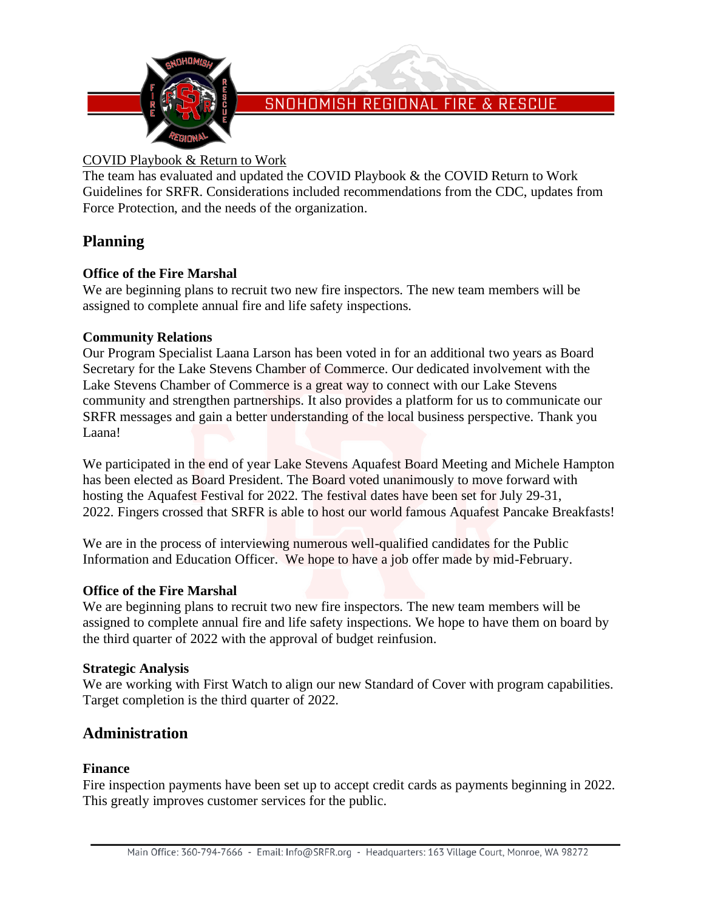COVID Playbook & Return to Work

The team has evaluated and updated the COVID Playbook & the COVID Return to Work Guidelines for SRFR. Considerations included recommendations from the CDC, updates from Force Protection, and the needs of the organization.

## Planning

**Office of the Fire Marshal**

We are beginning plans to recruit two new fire inspectors. The new team members will be assigned to complete annual fire and life safety inspections.

**Community Relations**

Our Program Specialist Laana Larson has been voted in for an additional two years as Board Secretary for the Lake Stevens Chamber of Commerce. Our dedicated involvement with the Lake Stevens Chamber of Commerce is a great way to connect with our Lake Stevens community and strengthen partnerships. It also provides a platform for us to communicate our SRFR messages and gain a better understanding of the local business perspective. Thank you Laana!

We participated in the end of year Lake Stevens Aquafest Board Meeting and Michele Hampton has been elected as Board President. The Board voted unanimously to move forward with hosting the Aquafest Festival for 2022. The festival dates have been set for July 29-31, 2022. Fingers crossed that SRFR is able to host our world famous Aquafest Pancake Breakfasts!

We are in the process of interviewing numerous well-qualified candidates for the Public Information and Education Officer. We hope to have a job offer made by mid-February.

**Office of the Fire Marshal**

We are beginning plans to recruit two new fire inspectors. The new team members will be assigned to complete annual fire and life safety inspections. We hope to have them on board by the third quarter of 2022 with the approval of budget reinfusion.

**Strategic Analysis**

We are working with First Watch to align our new Standard of Cover with program capabilities. Target completion is the third quarter of 2022.

## Administration

**Finance**

Fire inspection payments have been set up to accept credit cards as payments beginning in 2022. This greatly improves customer services for the public.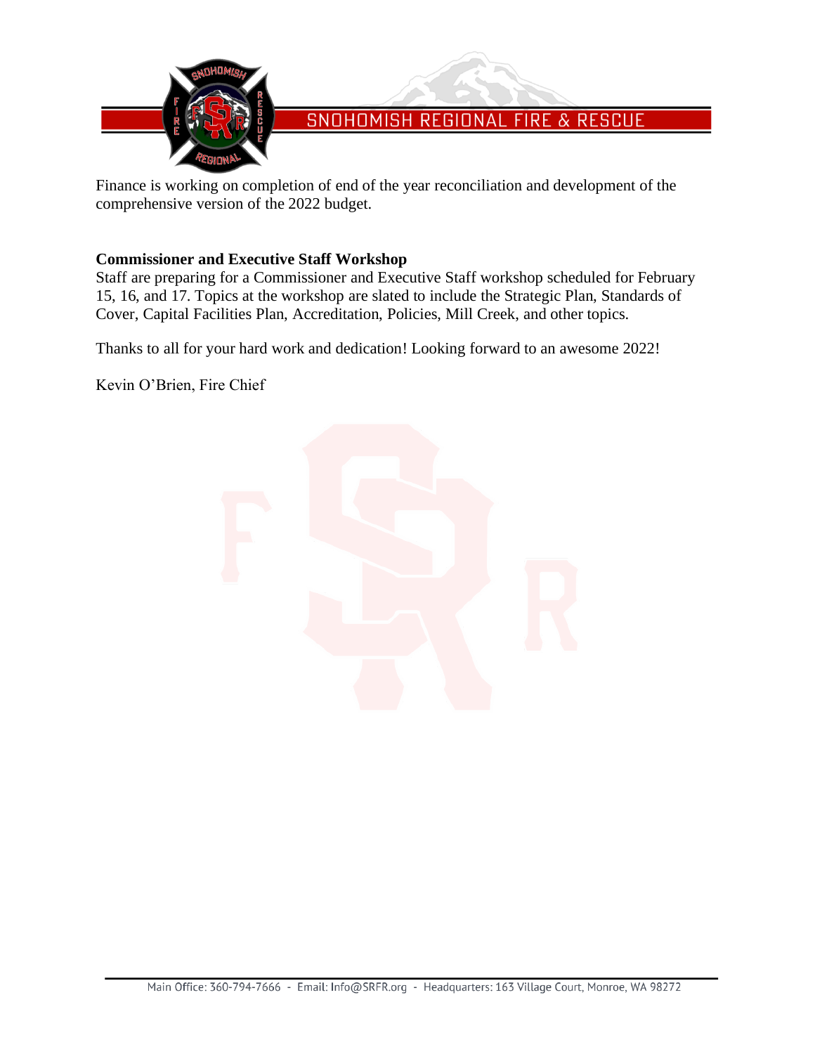Finance is working on completion of end of the year reconciliation and development of the comprehensive version of the 2022 budget.

**Commissioner and Executive Staff Workshop**

Staff are preparing for a Commissioner and Executive Staff workshop scheduled for February 15, 16, and 17. Topics at the workshop are slated to include the Strategic Plan, Standards of Cover, Capital Facilities Plan, Accreditation, Policies, Mill Creek, and other topics.

Thanks to all for your hard work and dedication! Looking forward to an awesome 2022!

Kevin O'Brien, Fire Chief